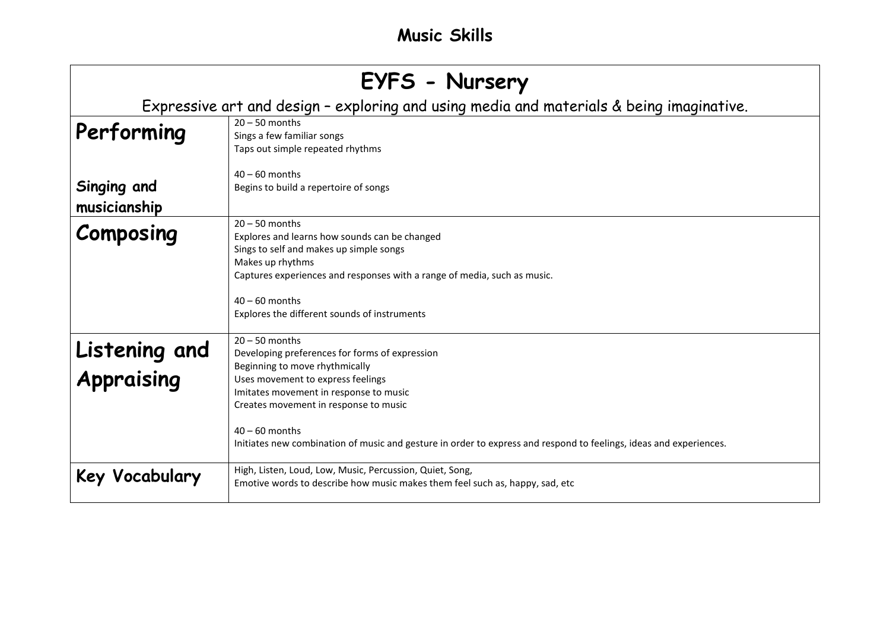# Music Skills

## EYFS - Nursery

Expressive art and design – exploring and using media and materials & being imaginative.

| | |
|---|---|
| **Performing**<br><br>**Singing and musicianship** | 20 – 50 months<br>Sings a few familiar songs<br>Taps out simple repeated rhythms<br><br>40 – 60 months<br>Begins to build a repertoire of songs |
| **Composing** | 20 – 50 months<br>Explores and learns how sounds can be changed<br>Sings to self and makes up simple songs<br>Makes up rhythms<br>Captures experiences and responses with a range of media, such as music.<br><br>40 – 60 months<br>Explores the different sounds of instruments |
| **Listening and Appraising** | 20 – 50 months<br>Developing preferences for forms of expression<br>Beginning to move rhythmically<br>Uses movement to express feelings<br>Imitates movement in response to music<br>Creates movement in response to music<br><br>40 – 60 months<br>Initiates new combination of music and gesture in order to express and respond to feelings, ideas and experiences. |
| **Key Vocabulary** | High, Listen, Loud, Low, Music, Percussion, Quiet, Song,<br>Emotive words to describe how music makes them feel such as, happy, sad, etc |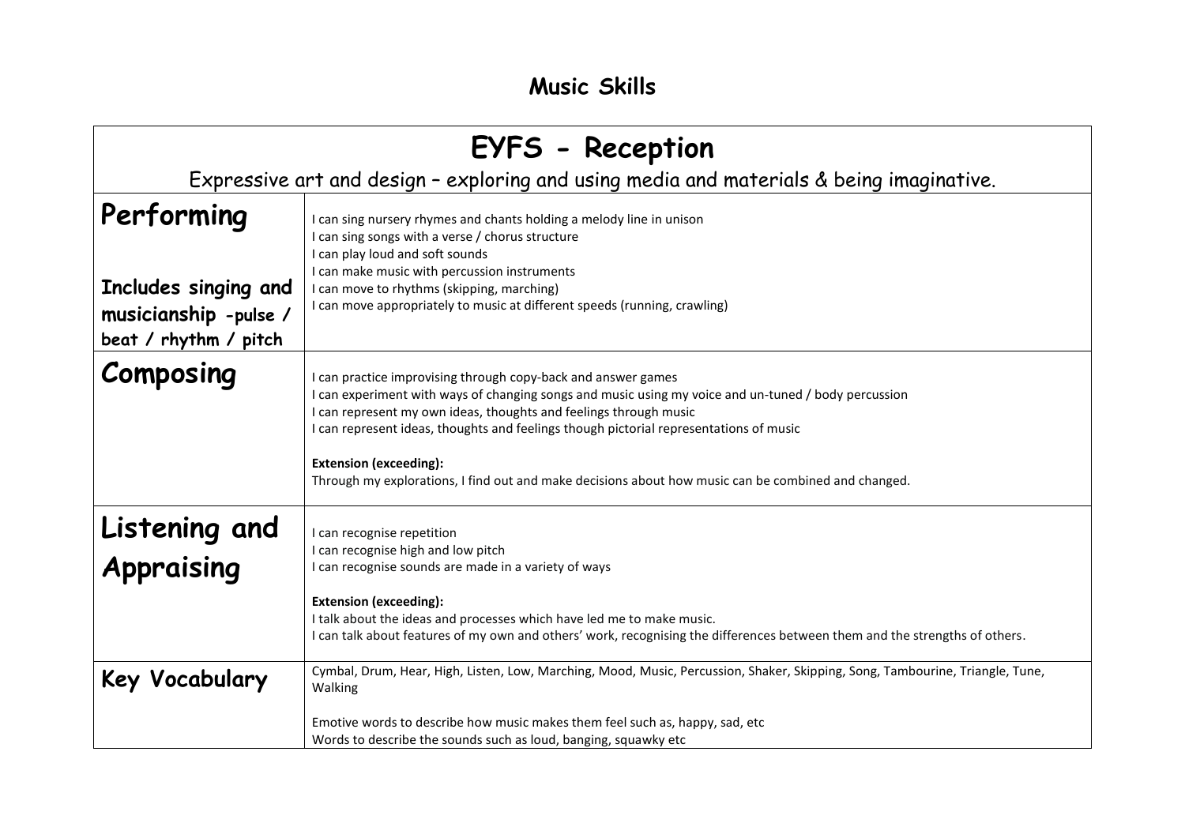# Music Skills

| EYFS - Reception<br>Expressive art and design – exploring and using media and materials & being imaginative. | |
|---|---|
| **Performing**<br><br>**Includes singing and musicianship -pulse / beat / rhythm / pitch** | I can sing nursery rhymes and chants holding a melody line in unison<br>I can sing songs with a verse / chorus structure<br>I can play loud and soft sounds<br>I can make music with percussion instruments<br>I can move to rhythms (skipping, marching)<br>I can move appropriately to music at different speeds (running, crawling) |
| **Composing** | I can practice improvising through copy-back and answer games<br>I can experiment with ways of changing songs and music using my voice and un-tuned / body percussion<br>I can represent my own ideas, thoughts and feelings through music<br>I can represent ideas, thoughts and feelings though pictorial representations of music<br><br>**Extension (exceeding):**<br>Through my explorations, I find out and make decisions about how music can be combined and changed. |
| **Listening and Appraising** | I can recognise repetition<br>I can recognise high and low pitch<br>I can recognise sounds are made in a variety of ways<br><br>**Extension (exceeding):**<br>I talk about the ideas and processes which have led me to make music.<br>I can talk about features of my own and others' work, recognising the differences between them and the strengths of others. |
| **Key Vocabulary** | Cymbal, Drum, Hear, High, Listen, Low, Marching, Mood, Music, Percussion, Shaker, Skipping, Song, Tambourine, Triangle, Tune, Walking<br><br>Emotive words to describe how music makes them feel such as, happy, sad, etc<br>Words to describe the sounds such as loud, banging, squawky etc |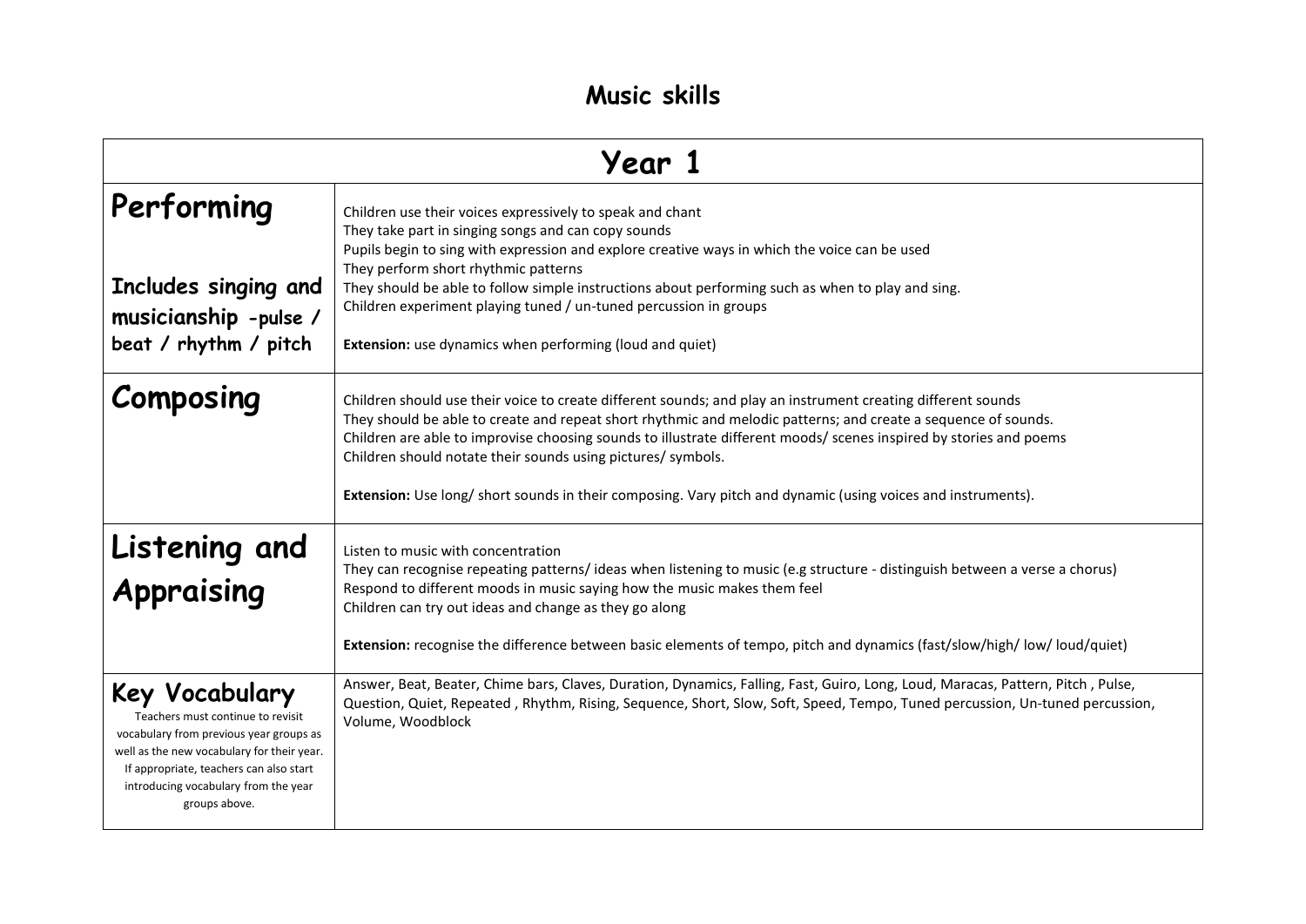# Music skills

| Year 1 | |
|---|---|
| **Performing**<br><br>**Includes singing and musicianship -pulse / beat / rhythm / pitch** | Children use their voices expressively to speak and chant<br>They take part in singing songs and can copy sounds<br>Pupils begin to sing with expression and explore creative ways in which the voice can be used<br>They perform short rhythmic patterns<br>They should be able to follow simple instructions about performing such as when to play and sing.<br>Children experiment playing tuned / un-tuned percussion in groups<br><br>**Extension:** use dynamics when performing (loud and quiet) |
| **Composing** | Children should use their voice to create different sounds; and play an instrument creating different sounds<br>They should be able to create and repeat short rhythmic and melodic patterns; and create a sequence of sounds.<br>Children are able to improvise choosing sounds to illustrate different moods/ scenes inspired by stories and poems<br>Children should notate their sounds using pictures/ symbols.<br><br>**Extension:** Use long/ short sounds in their composing. Vary pitch and dynamic (using voices and instruments). |
| **Listening and Appraising** | Listen to music with concentration<br>They can recognise repeating patterns/ ideas when listening to music (e.g structure - distinguish between a verse a chorus)<br>Respond to different moods in music saying how the music makes them feel<br>Children can try out ideas and change as they go along<br><br>**Extension:** recognise the difference between basic elements of tempo, pitch and dynamics (fast/slow/high/ low/ loud/quiet) |
| **Key Vocabulary**<br>Teachers must continue to revisit vocabulary from previous year groups as well as the new vocabulary for their year. If appropriate, teachers can also start introducing vocabulary from the year groups above. | Answer, Beat, Beater, Chime bars, Claves, Duration, Dynamics, Falling, Fast, Guiro, Long, Loud, Maracas, Pattern, Pitch , Pulse, Question, Quiet, Repeated , Rhythm, Rising, Sequence, Short, Slow, Soft, Speed, Tempo, Tuned percussion, Un-tuned percussion, Volume, Woodblock |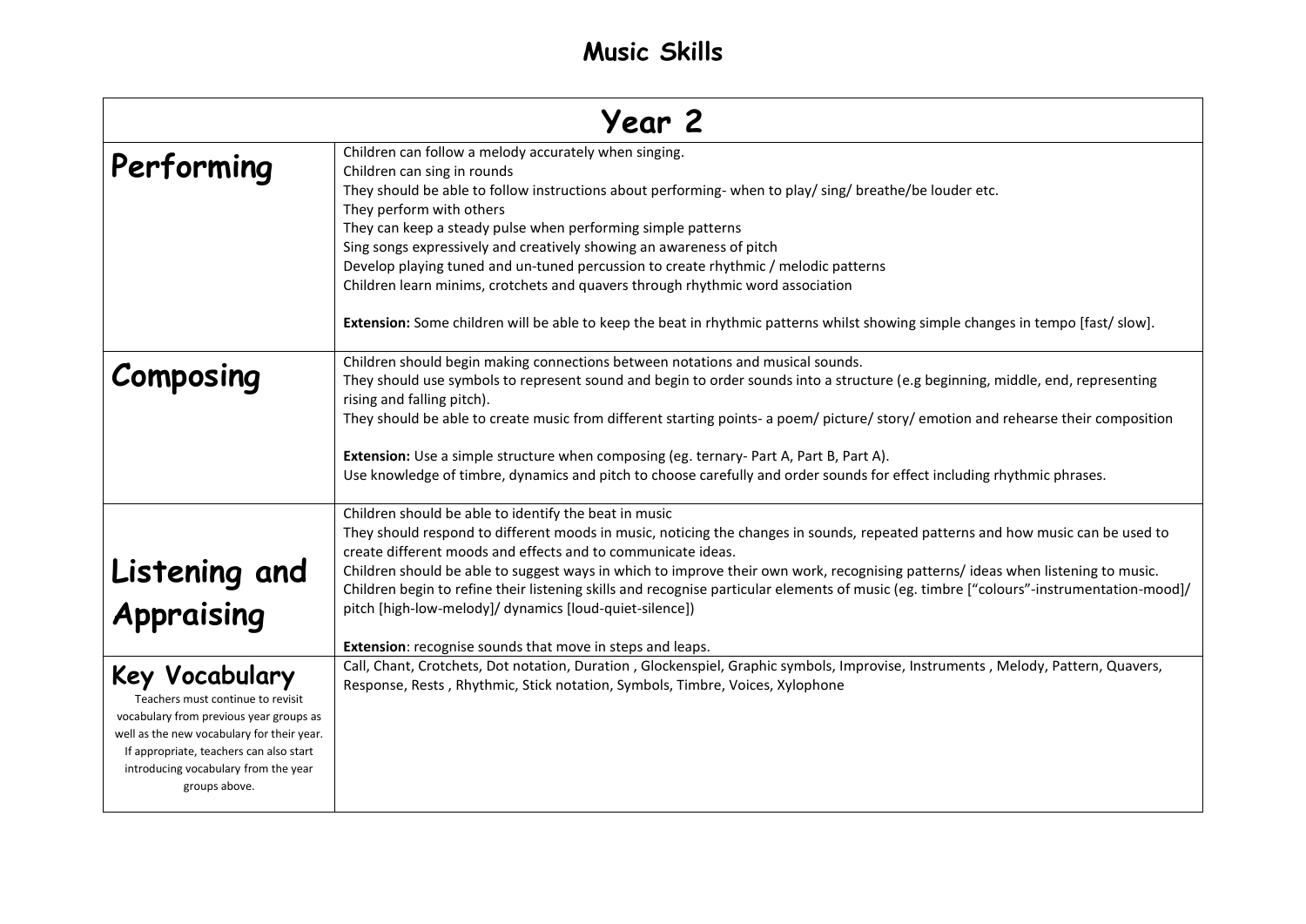# Music Skills

| Year 2 | |
|---|---|
| **Performing** | Children can follow a melody accurately when singing.<br>Children can sing in rounds<br>They should be able to follow instructions about performing- when to play/ sing/ breathe/be louder etc.<br>They perform with others<br>They can keep a steady pulse when performing simple patterns<br>Sing songs expressively and creatively showing an awareness of pitch<br>Develop playing tuned and un-tuned percussion to create rhythmic / melodic patterns<br>Children learn minims, crotchets and quavers through rhythmic word association<br><br>**Extension:** Some children will be able to keep the beat in rhythmic patterns whilst showing simple changes in tempo [fast/ slow]. |
| **Composing** | Children should begin making connections between notations and musical sounds.<br>They should use symbols to represent sound and begin to order sounds into a structure (e.g beginning, middle, end, representing rising and falling pitch).<br>They should be able to create music from different starting points- a poem/ picture/ story/ emotion and rehearse their composition<br><br>**Extension:** Use a simple structure when composing (eg. ternary- Part A, Part B, Part A).<br>Use knowledge of timbre, dynamics and pitch to choose carefully and order sounds for effect including rhythmic phrases. |
| **Listening and Appraising** | Children should be able to identify the beat in music<br>They should respond to different moods in music, noticing the changes in sounds, repeated patterns and how music can be used to create different moods and effects and to communicate ideas.<br>Children should be able to suggest ways in which to improve their own work, recognising patterns/ ideas when listening to music.<br>Children begin to refine their listening skills and recognise particular elements of music (eg. timbre ["colours"-instrumentation-mood]/ pitch [high-low-melody]/ dynamics [loud-quiet-silence])<br><br>**Extension**: recognise sounds that move in steps and leaps. |
| **Key Vocabulary**<br>Teachers must continue to revisit vocabulary from previous year groups as well as the new vocabulary for their year. If appropriate, teachers can also start introducing vocabulary from the year groups above. | Call, Chant, Crotchets, Dot notation, Duration , Glockenspiel, Graphic symbols, Improvise, Instruments , Melody, Pattern, Quavers, Response, Rests , Rhythmic, Stick notation, Symbols, Timbre, Voices, Xylophone |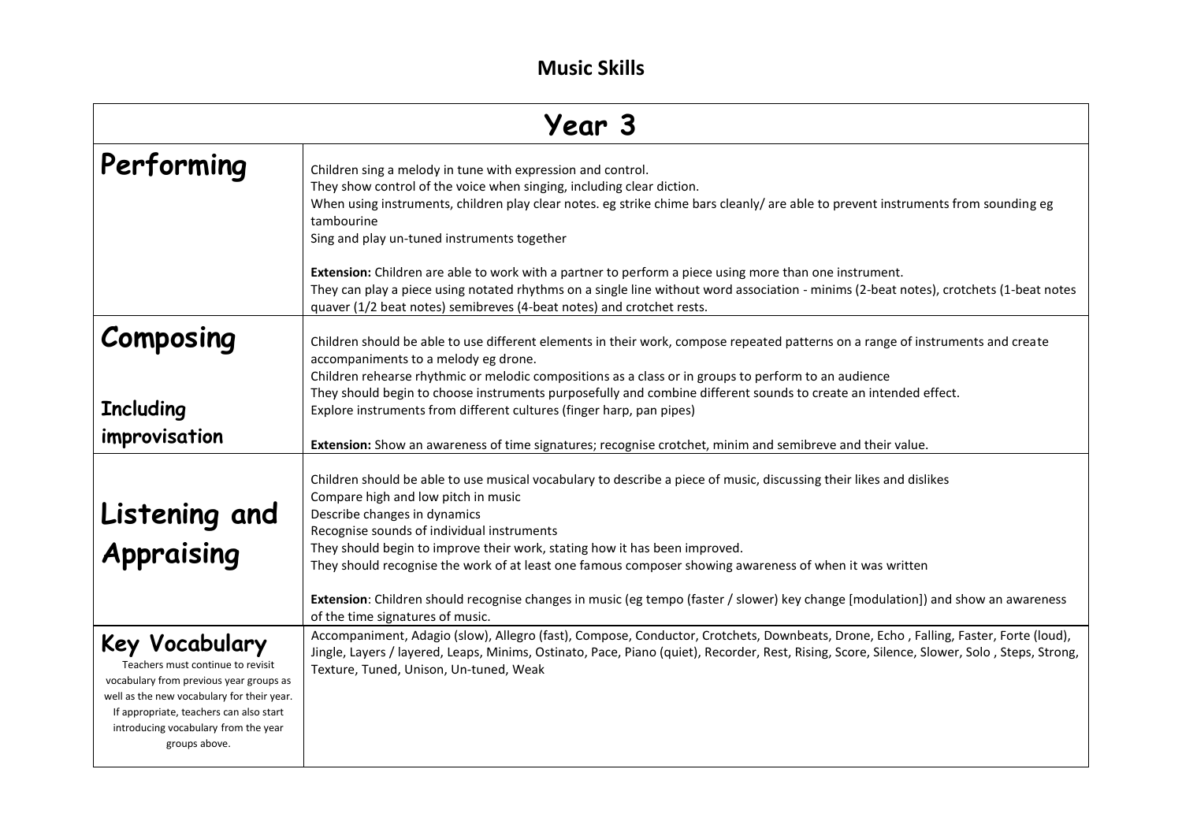# Music Skills

| Year 3 | |
|---|---|
| **Performing** | Children sing a melody in tune with expression and control.<br>They show control of the voice when singing, including clear diction.<br>When using instruments, children play clear notes. eg strike chime bars cleanly/ are able to prevent instruments from sounding eg tambourine<br>Sing and play un-tuned instruments together<br><br>**Extension:** Children are able to work with a partner to perform a piece using more than one instrument.<br>They can play a piece using notated rhythms on a single line without word association - minims (2-beat notes), crotchets (1-beat notes quaver (1/2 beat notes) semibreves (4-beat notes) and crotchet rests. |
| **Composing**<br><br>**Including improvisation** | Children should be able to use different elements in their work, compose repeated patterns on a range of instruments and create accompaniments to a melody eg drone.<br>Children rehearse rhythmic or melodic compositions as a class or in groups to perform to an audience<br>They should begin to choose instruments purposefully and combine different sounds to create an intended effect.<br>Explore instruments from different cultures (finger harp, pan pipes)<br><br>**Extension:** Show an awareness of time signatures; recognise crotchet, minim and semibreve and their value. |
| **Listening and Appraising** | Children should be able to use musical vocabulary to describe a piece of music, discussing their likes and dislikes<br>Compare high and low pitch in music<br>Describe changes in dynamics<br>Recognise sounds of individual instruments<br>They should begin to improve their work, stating how it has been improved.<br>They should recognise the work of at least one famous composer showing awareness of when it was written<br><br>**Extension**: Children should recognise changes in music (eg tempo (faster / slower) key change [modulation]) and show an awareness of the time signatures of music. |
| **Key Vocabulary**<br>Teachers must continue to revisit vocabulary from previous year groups as well as the new vocabulary for their year. If appropriate, teachers can also start introducing vocabulary from the year groups above. | Accompaniment, Adagio (slow), Allegro (fast), Compose, Conductor, Crotchets, Downbeats, Drone, Echo , Falling, Faster, Forte (loud), Jingle, Layers / layered, Leaps, Minims, Ostinato, Pace, Piano (quiet), Recorder, Rest, Rising, Score, Silence, Slower, Solo , Steps, Strong, Texture, Tuned, Unison, Un-tuned, Weak |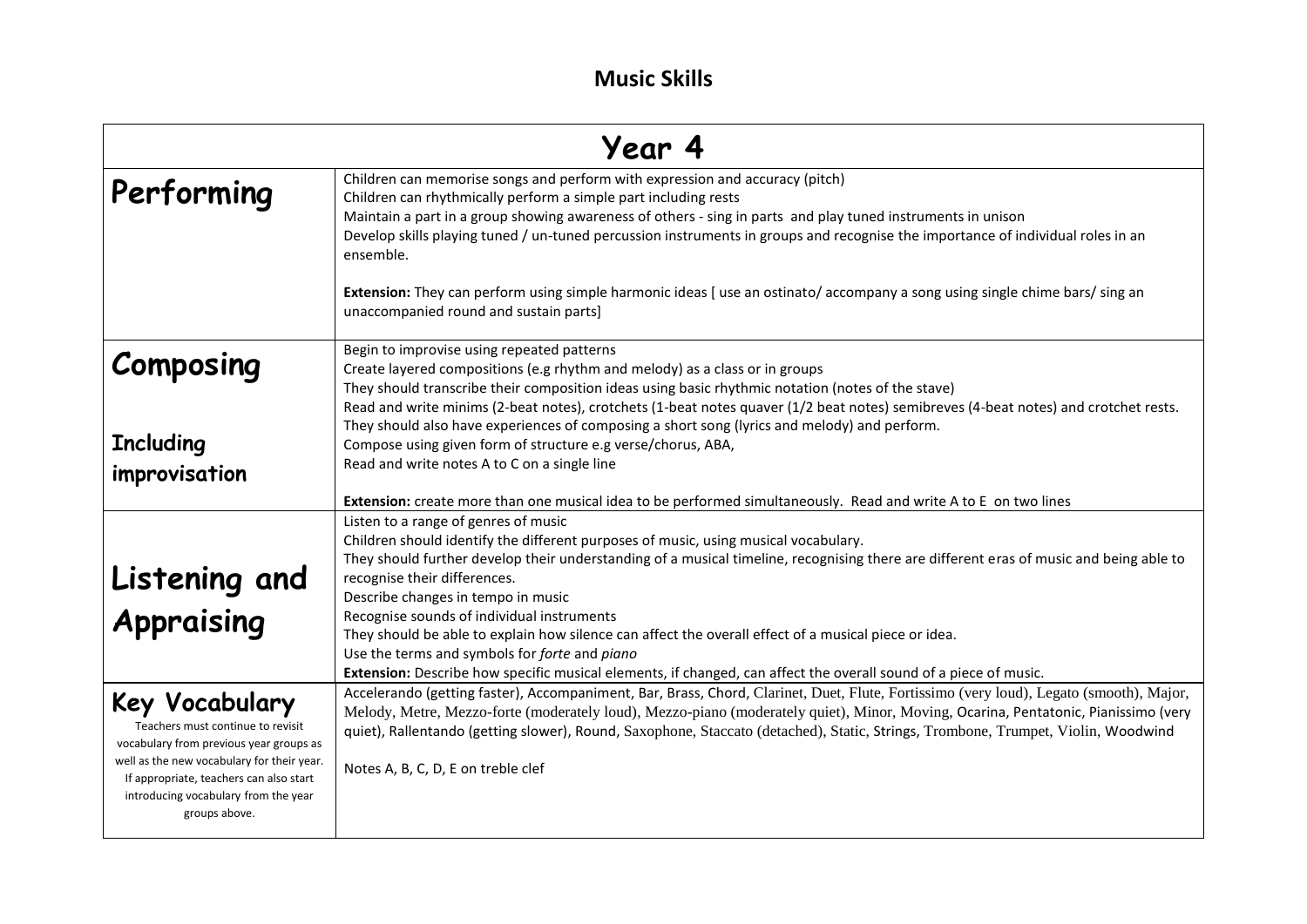# Music Skills

| Year 4 | |
|---|---|
| **Performing** | Children can memorise songs and perform with expression and accuracy (pitch)<br>Children can rhythmically perform a simple part including rests<br>Maintain a part in a group showing awareness of others - sing in parts and play tuned instruments in unison<br>Develop skills playing tuned / un-tuned percussion instruments in groups and recognise the importance of individual roles in an ensemble.<br><br>**Extension:** They can perform using simple harmonic ideas [ use an ostinato/ accompany a song using single chime bars/ sing an unaccompanied round and sustain parts] |
| **Composing**<br><br>**Including improvisation** | Begin to improvise using repeated patterns<br>Create layered compositions (e.g rhythm and melody) as a class or in groups<br>They should transcribe their composition ideas using basic rhythmic notation (notes of the stave)<br>Read and write minims (2-beat notes), crotchets (1-beat notes quaver (1/2 beat notes) semibreves (4-beat notes) and crotchet rests.<br>They should also have experiences of composing a short song (lyrics and melody) and perform.<br>Compose using given form of structure e.g verse/chorus, ABA,<br>Read and write notes A to C on a single line<br><br>**Extension:** create more than one musical idea to be performed simultaneously. Read and write A to E on two lines |
| **Listening and Appraising** | Listen to a range of genres of music<br>Children should identify the different purposes of music, using musical vocabulary.<br>They should further develop their understanding of a musical timeline, recognising there are different eras of music and being able to recognise their differences.<br>Describe changes in tempo in music<br>Recognise sounds of individual instruments<br>They should be able to explain how silence can affect the overall effect of a musical piece or idea.<br>Use the terms and symbols for *forte* and *piano*<br>**Extension:** Describe how specific musical elements, if changed, can affect the overall sound of a piece of music. |
| **Key Vocabulary**<br>Teachers must continue to revisit vocabulary from previous year groups as well as the new vocabulary for their year. If appropriate, teachers can also start introducing vocabulary from the year groups above. | Accelerando (getting faster), Accompaniment, Bar, Brass, Chord, Clarinet, Duet, Flute, Fortissimo (very loud), Legato (smooth), Major, Melody, Metre, Mezzo-forte (moderately loud), Mezzo-piano (moderately quiet), Minor, Moving, Ocarina, Pentatonic, Pianissimo (very quiet), Rallentando (getting slower), Round, Saxophone, Staccato (detached), Static, Strings, Trombone, Trumpet, Violin, Woodwind<br><br>Notes A, B, C, D, E on treble clef |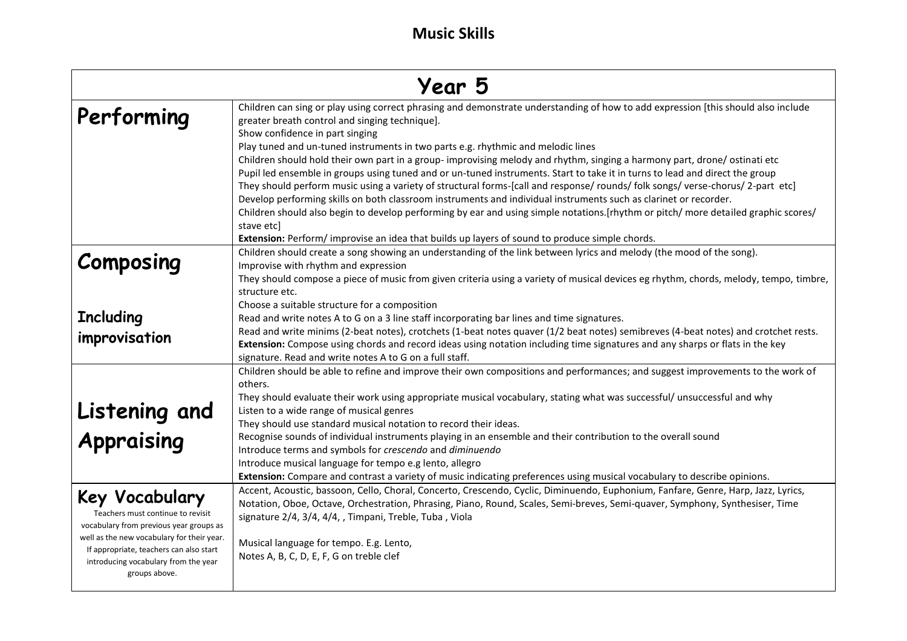# Music Skills

| Year 5 | |
|---|---|
| **Performing** | Children can sing or play using correct phrasing and demonstrate understanding of how to add expression [this should also include greater breath control and singing technique].<br>Show confidence in part singing<br>Play tuned and un-tuned instruments in two parts e.g. rhythmic and melodic lines<br>Children should hold their own part in a group- improvising melody and rhythm, singing a harmony part, drone/ ostinati etc<br>Pupil led ensemble in groups using tuned and or un-tuned instruments. Start to take it in turns to lead and direct the group<br>They should perform music using a variety of structural forms-[call and response/ rounds/ folk songs/ verse-chorus/ 2-part etc]<br>Develop performing skills on both classroom instruments and individual instruments such as clarinet or recorder.<br>Children should also begin to develop performing by ear and using simple notations.[rhythm or pitch/ more detailed graphic scores/ stave etc]<br>**Extension:** Perform/ improvise an idea that builds up layers of sound to produce simple chords. |
| **Composing**<br><br>**Including improvisation** | Children should create a song showing an understanding of the link between lyrics and melody (the mood of the song).<br>Improvise with rhythm and expression<br>They should compose a piece of music from given criteria using a variety of musical devices eg rhythm, chords, melody, tempo, timbre, structure etc.<br>Choose a suitable structure for a composition<br>Read and write notes A to G on a 3 line staff incorporating bar lines and time signatures.<br>Read and write minims (2-beat notes), crotchets (1-beat notes quaver (1/2 beat notes) semibreves (4-beat notes) and crotchet rests.<br>**Extension:** Compose using chords and record ideas using notation including time signatures and any sharps or flats in the key signature. Read and write notes A to G on a full staff. |
| **Listening and Appraising** | Children should be able to refine and improve their own compositions and performances; and suggest improvements to the work of others.<br>They should evaluate their work using appropriate musical vocabulary, stating what was successful/ unsuccessful and why<br>Listen to a wide range of musical genres<br>They should use standard musical notation to record their ideas.<br>Recognise sounds of individual instruments playing in an ensemble and their contribution to the overall sound<br>Introduce terms and symbols for *crescendo* and *diminuendo*<br>Introduce musical language for tempo e.g lento, allegro<br>**Extension:** Compare and contrast a variety of music indicating preferences using musical vocabulary to describe opinions. |
| **Key Vocabulary**<br>Teachers must continue to revisit vocabulary from previous year groups as well as the new vocabulary for their year. If appropriate, teachers can also start introducing vocabulary from the year groups above. | Accent, Acoustic, bassoon, Cello, Choral, Concerto, Crescendo, Cyclic, Diminuendo, Euphonium, Fanfare, Genre, Harp, Jazz, Lyrics, Notation, Oboe, Octave, Orchestration, Phrasing, Piano, Round, Scales, Semi-breves, Semi-quaver, Symphony, Synthesiser, Time signature 2/4, 3/4, 4/4, , Timpani, Treble, Tuba , Viola<br><br>Musical language for tempo. E.g. Lento,<br>Notes A, B, C, D, E, F, G on treble clef |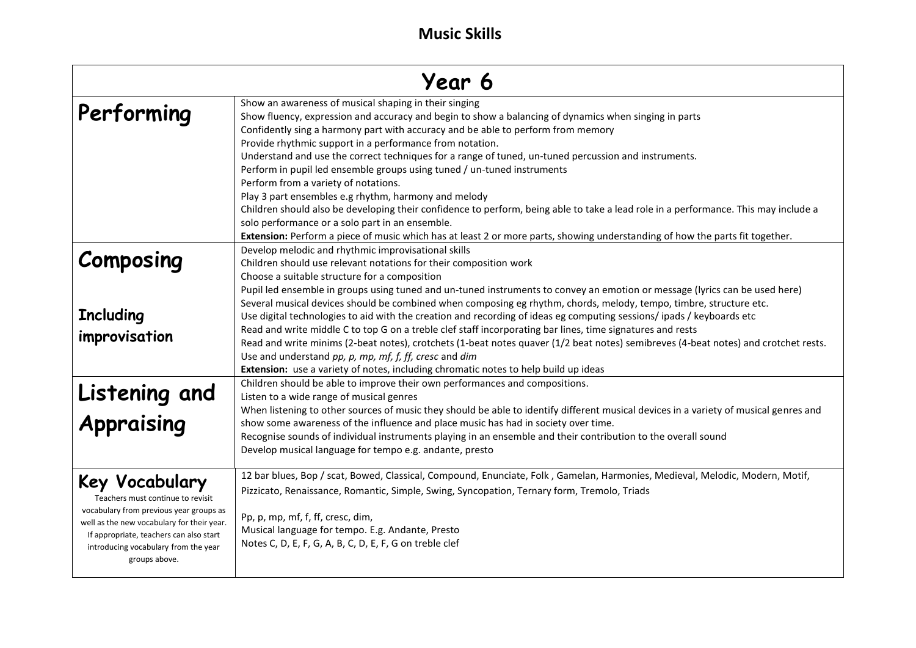# Music Skills

| Year 6 | |
|---|---|
| **Performing** | Show an awareness of musical shaping in their singing<br>Show fluency, expression and accuracy and begin to show a balancing of dynamics when singing in parts<br>Confidently sing a harmony part with accuracy and be able to perform from memory<br>Provide rhythmic support in a performance from notation.<br>Understand and use the correct techniques for a range of tuned, un-tuned percussion and instruments.<br>Perform in pupil led ensemble groups using tuned / un-tuned instruments<br>Perform from a variety of notations.<br>Play 3 part ensembles e.g rhythm, harmony and melody<br>Children should also be developing their confidence to perform, being able to take a lead role in a performance. This may include a solo performance or a solo part in an ensemble.<br>**Extension:** Perform a piece of music which has at least 2 or more parts, showing understanding of how the parts fit together. |
| **Composing**<br><br>**Including improvisation** | Develop melodic and rhythmic improvisational skills<br>Children should use relevant notations for their composition work<br>Choose a suitable structure for a composition<br>Pupil led ensemble in groups using tuned and un-tuned instruments to convey an emotion or message (lyrics can be used here)<br>Several musical devices should be combined when composing eg rhythm, chords, melody, tempo, timbre, structure etc.<br>Use digital technologies to aid with the creation and recording of ideas eg computing sessions/ ipads / keyboards etc<br>Read and write middle C to top G on a treble clef staff incorporating bar lines, time signatures and rests<br>Read and write minims (2-beat notes), crotchets (1-beat notes quaver (1/2 beat notes) semibreves (4-beat notes) and crotchet rests.<br>Use and understand *pp, p, mp, mf, f, ff, cresc* and *dim*<br>**Extension:** use a variety of notes, including chromatic notes to help build up ideas |
| **Listening and Appraising** | Children should be able to improve their own performances and compositions.<br>Listen to a wide range of musical genres<br>When listening to other sources of music they should be able to identify different musical devices in a variety of musical genres and show some awareness of the influence and place music has had in society over time.<br>Recognise sounds of individual instruments playing in an ensemble and their contribution to the overall sound<br>Develop musical language for tempo e.g. andante, presto |
| **Key Vocabulary**<br>Teachers must continue to revisit vocabulary from previous year groups as well as the new vocabulary for their year. If appropriate, teachers can also start introducing vocabulary from the year groups above. | 12 bar blues, Bop / scat, Bowed, Classical, Compound, Enunciate, Folk , Gamelan, Harmonies, Medieval, Melodic, Modern, Motif, Pizzicato, Renaissance, Romantic, Simple, Swing, Syncopation, Ternary form, Tremolo, Triads<br><br>Pp, p, mp, mf, f, ff, cresc, dim,<br>Musical language for tempo. E.g. Andante, Presto<br>Notes C, D, E, F, G, A, B, C, D, E, F, G on treble clef |